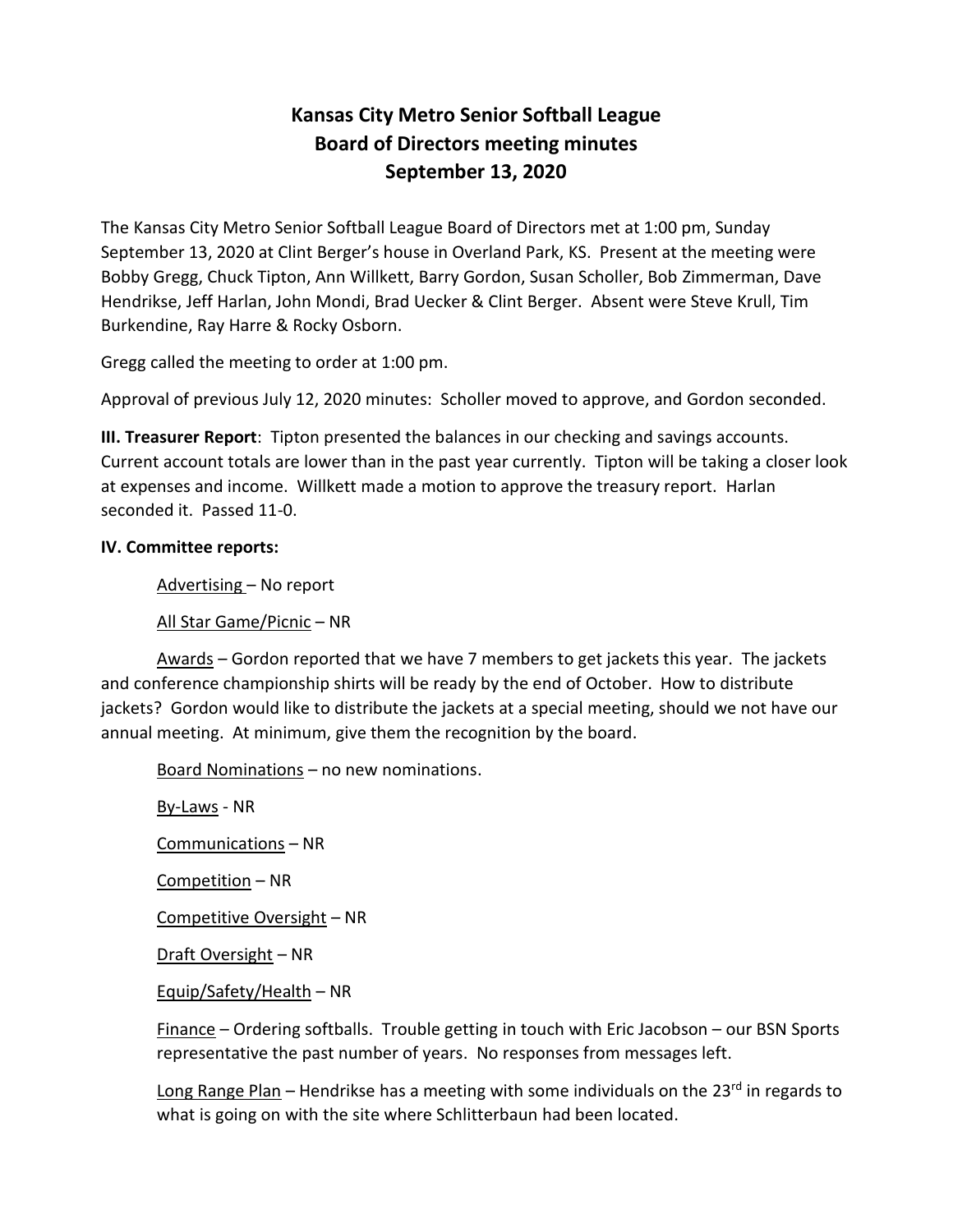# Kansas City Metro Senior Softball League
# Board of Directors meeting minutes
# September 13, 2020

The Kansas City Metro Senior Softball League Board of Directors met at 1:00 pm, Sunday September 13, 2020 at Clint Berger's house in Overland Park, KS. Present at the meeting were Bobby Gregg, Chuck Tipton, Ann Willkett, Barry Gordon, Susan Scholler, Bob Zimmerman, Dave Hendrikse, Jeff Harlan, John Mondi, Brad Uecker & Clint Berger. Absent were Steve Krull, Tim Burkendine, Ray Harre & Rocky Osborn.

Gregg called the meeting to order at 1:00 pm.

Approval of previous July 12, 2020 minutes: Scholler moved to approve, and Gordon seconded.

**III. Treasurer Report**: Tipton presented the balances in our checking and savings accounts. Current account totals are lower than in the past year currently. Tipton will be taking a closer look at expenses and income. Willkett made a motion to approve the treasury report. Harlan seconded it. Passed 11-0.

**IV. Committee reports:**

Advertising – No report

All Star Game/Picnic – NR

Awards – Gordon reported that we have 7 members to get jackets this year. The jackets and conference championship shirts will be ready by the end of October. How to distribute jackets? Gordon would like to distribute the jackets at a special meeting, should we not have our annual meeting. At minimum, give them the recognition by the board.

Board Nominations – no new nominations.

By-Laws - NR

Communications – NR

Competition – NR

Competitive Oversight – NR

Draft Oversight – NR

Equip/Safety/Health – NR

Finance – Ordering softballs. Trouble getting in touch with Eric Jacobson – our BSN Sports representative the past number of years. No responses from messages left.

Long Range Plan – Hendrikse has a meeting with some individuals on the 23rd in regards to what is going on with the site where Schlitterbaun had been located.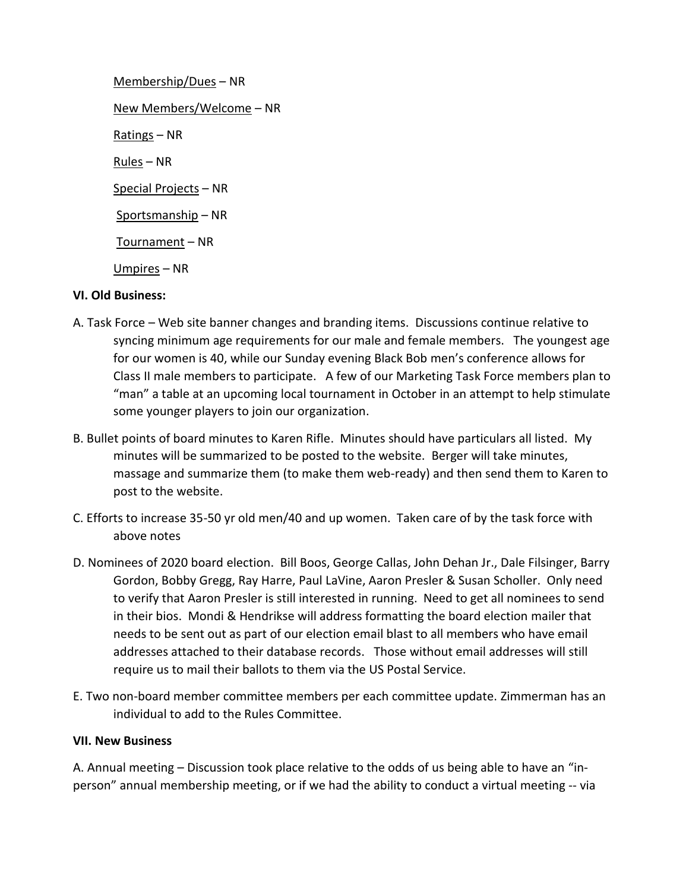Membership/Dues – NR

New Members/Welcome – NR

Ratings – NR

Rules – NR

Special Projects – NR

Sportsmanship – NR

Tournament – NR

Umpires – NR

**VI. Old Business:**

A. Task Force – Web site banner changes and branding items. Discussions continue relative to syncing minimum age requirements for our male and female members. The youngest age for our women is 40, while our Sunday evening Black Bob men's conference allows for Class II male members to participate. A few of our Marketing Task Force members plan to "man" a table at an upcoming local tournament in October in an attempt to help stimulate some younger players to join our organization.

B. Bullet points of board minutes to Karen Rifle. Minutes should have particulars all listed. My minutes will be summarized to be posted to the website. Berger will take minutes, massage and summarize them (to make them web-ready) and then send them to Karen to post to the website.

C. Efforts to increase 35-50 yr old men/40 and up women. Taken care of by the task force with above notes

D. Nominees of 2020 board election. Bill Boos, George Callas, John Dehan Jr., Dale Filsinger, Barry Gordon, Bobby Gregg, Ray Harre, Paul LaVine, Aaron Presler & Susan Scholler. Only need to verify that Aaron Presler is still interested in running. Need to get all nominees to send in their bios. Mondi & Hendrikse will address formatting the board election mailer that needs to be sent out as part of our election email blast to all members who have email addresses attached to their database records. Those without email addresses will still require us to mail their ballots to them via the US Postal Service.

E. Two non-board member committee members per each committee update. Zimmerman has an individual to add to the Rules Committee.

**VII. New Business**

A. Annual meeting – Discussion took place relative to the odds of us being able to have an "in-person" annual membership meeting, or if we had the ability to conduct a virtual meeting -- via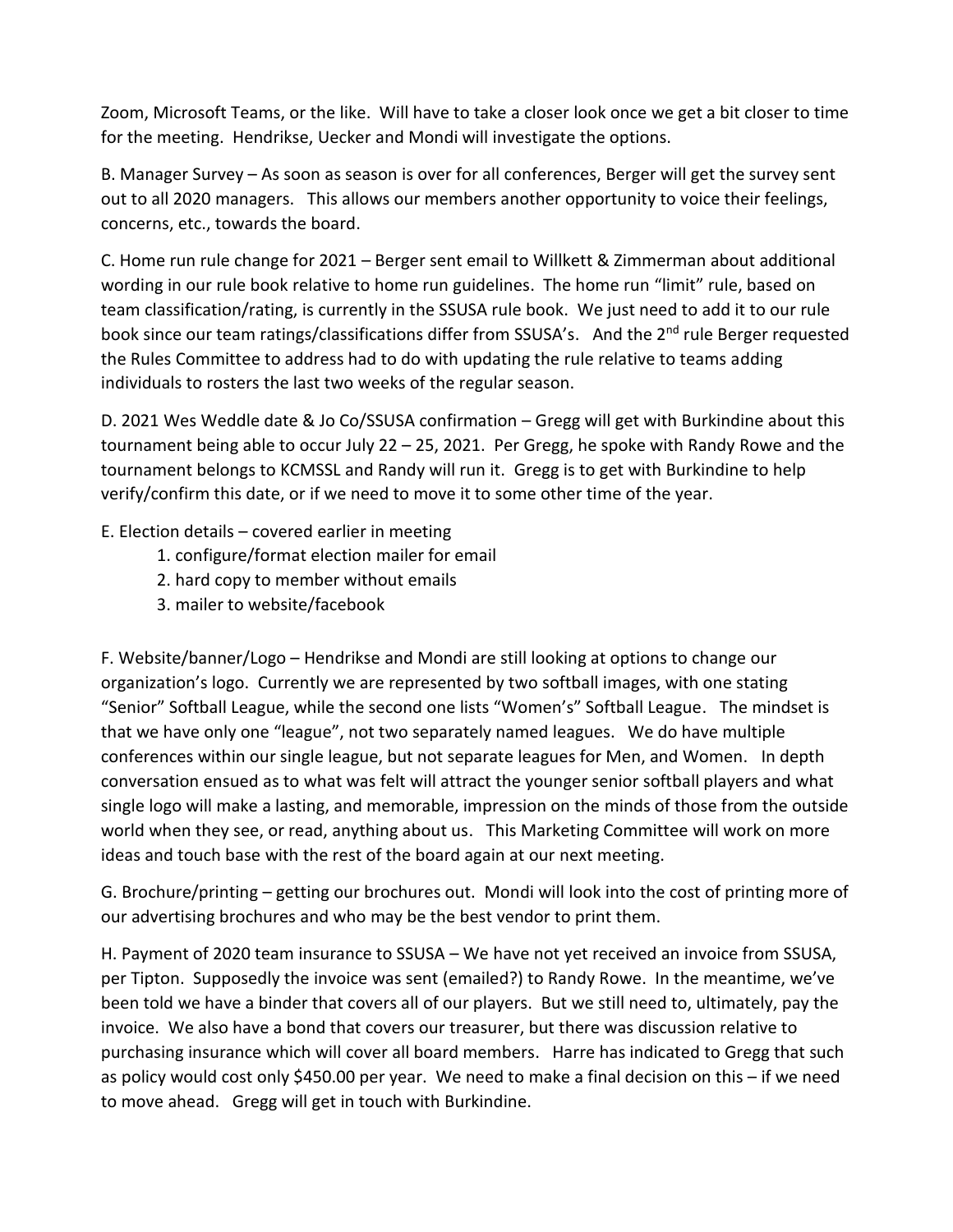Zoom, Microsoft Teams, or the like. Will have to take a closer look once we get a bit closer to time for the meeting. Hendrikse, Uecker and Mondi will investigate the options.

B. Manager Survey – As soon as season is over for all conferences, Berger will get the survey sent out to all 2020 managers. This allows our members another opportunity to voice their feelings, concerns, etc., towards the board.

C. Home run rule change for 2021 – Berger sent email to Willkett & Zimmerman about additional wording in our rule book relative to home run guidelines. The home run "limit" rule, based on team classification/rating, is currently in the SSUSA rule book. We just need to add it to our rule book since our team ratings/classifications differ from SSUSA's. And the 2nd rule Berger requested the Rules Committee to address had to do with updating the rule relative to teams adding individuals to rosters the last two weeks of the regular season.

D. 2021 Wes Weddle date & Jo Co/SSUSA confirmation – Gregg will get with Burkindine about this tournament being able to occur July 22 – 25, 2021. Per Gregg, he spoke with Randy Rowe and the tournament belongs to KCMSSL and Randy will run it. Gregg is to get with Burkindine to help verify/confirm this date, or if we need to move it to some other time of the year.

E. Election details – covered earlier in meeting

1. configure/format election mailer for email
2. hard copy to member without emails
3. mailer to website/facebook

F. Website/banner/Logo – Hendrikse and Mondi are still looking at options to change our organization's logo. Currently we are represented by two softball images, with one stating "Senior" Softball League, while the second one lists "Women's" Softball League. The mindset is that we have only one "league", not two separately named leagues. We do have multiple conferences within our single league, but not separate leagues for Men, and Women. In depth conversation ensued as to what was felt will attract the younger senior softball players and what single logo will make a lasting, and memorable, impression on the minds of those from the outside world when they see, or read, anything about us. This Marketing Committee will work on more ideas and touch base with the rest of the board again at our next meeting.

G. Brochure/printing – getting our brochures out. Mondi will look into the cost of printing more of our advertising brochures and who may be the best vendor to print them.

H. Payment of 2020 team insurance to SSUSA – We have not yet received an invoice from SSUSA, per Tipton. Supposedly the invoice was sent (emailed?) to Randy Rowe. In the meantime, we've been told we have a binder that covers all of our players. But we still need to, ultimately, pay the invoice. We also have a bond that covers our treasurer, but there was discussion relative to purchasing insurance which will cover all board members. Harre has indicated to Gregg that such as policy would cost only $450.00 per year. We need to make a final decision on this – if we need to move ahead. Gregg will get in touch with Burkindine.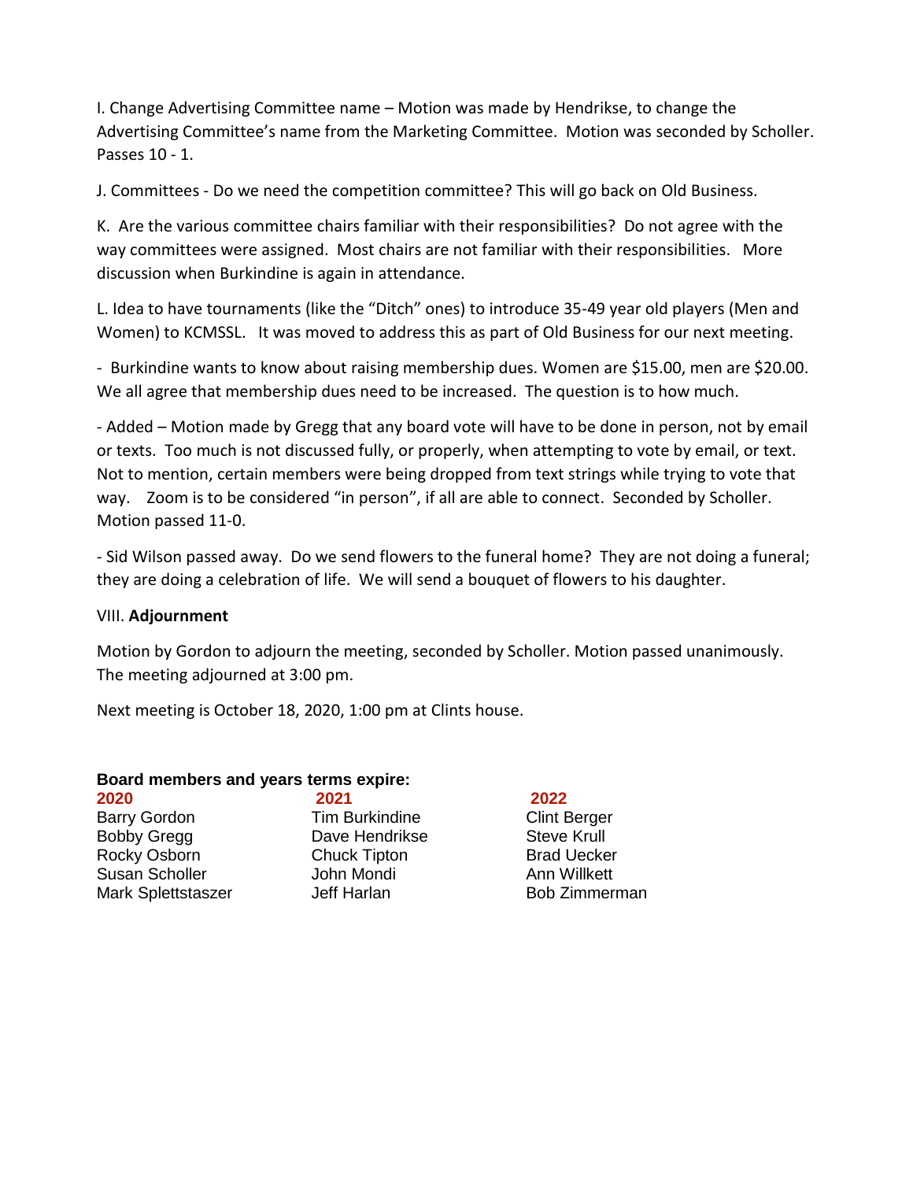I. Change Advertising Committee name – Motion was made by Hendrikse, to change the Advertising Committee's name from the Marketing Committee. Motion was seconded by Scholler. Passes 10 - 1.

J. Committees - Do we need the competition committee? This will go back on Old Business.

K. Are the various committee chairs familiar with their responsibilities? Do not agree with the way committees were assigned. Most chairs are not familiar with their responsibilities. More discussion when Burkindine is again in attendance.

L. Idea to have tournaments (like the "Ditch" ones) to introduce 35-49 year old players (Men and Women) to KCMSSL. It was moved to address this as part of Old Business for our next meeting.

- Burkindine wants to know about raising membership dues. Women are $15.00, men are $20.00. We all agree that membership dues need to be increased. The question is to how much.

- Added – Motion made by Gregg that any board vote will have to be done in person, not by email or texts. Too much is not discussed fully, or properly, when attempting to vote by email, or text. Not to mention, certain members were being dropped from text strings while trying to vote that way. Zoom is to be considered "in person", if all are able to connect. Seconded by Scholler. Motion passed 11-0.

- Sid Wilson passed away. Do we send flowers to the funeral home? They are not doing a funeral; they are doing a celebration of life. We will send a bouquet of flowers to his daughter.

VIII. **Adjournment**

Motion by Gordon to adjourn the meeting, seconded by Scholler. Motion passed unanimously. The meeting adjourned at 3:00 pm.

Next meeting is October 18, 2020, 1:00 pm at Clints house.

**Board members and years terms expire:**

| **2020** | **2021** | **2022** |
|---|---|---|
| Barry Gordon | Tim Burkindine | Clint Berger |
| Bobby Gregg | Dave Hendrikse | Steve Krull |
| Rocky Osborn | Chuck Tipton | Brad Uecker |
| Susan Scholler | John Mondi | Ann Willkett |
| Mark Splettstaszer | Jeff Harlan | Bob Zimmerman |